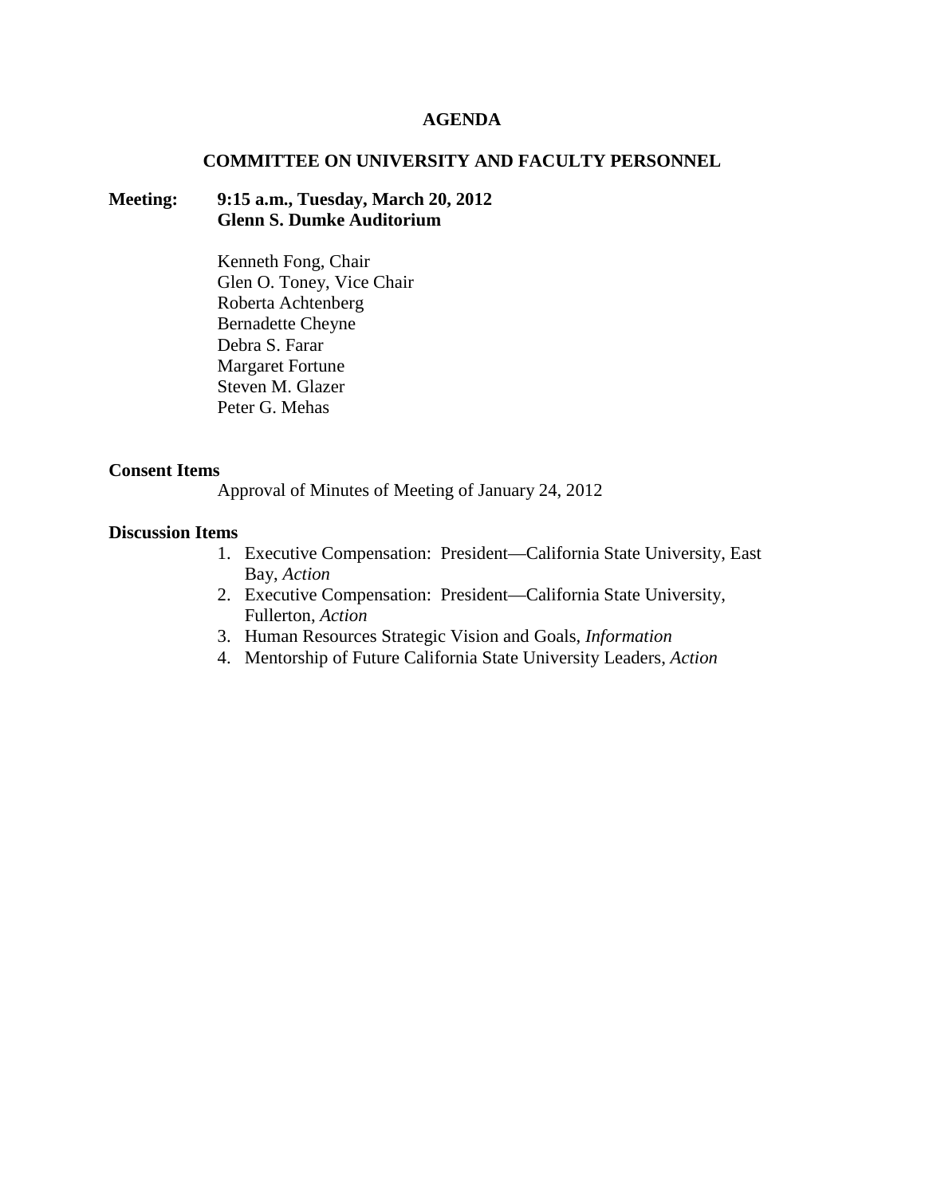# AGENDA

## COMMITTEE ON UNIVERSITY AND FACULTY PERSONNEL

**Meeting:** **9:15 a.m., Tuesday, March 20, 2012**
**Glenn S. Dumke Auditorium**

Kenneth Fong, Chair
Glen O. Toney, Vice Chair
Roberta Achtenberg
Bernadette Cheyne
Debra S. Farar
Margaret Fortune
Steven M. Glazer
Peter G. Mehas

**Consent Items**

Approval of Minutes of Meeting of January 24, 2012

**Discussion Items**

1. Executive Compensation: President—California State University, East Bay, *Action*
2. Executive Compensation: President—California State University, Fullerton, *Action*
3. Human Resources Strategic Vision and Goals, *Information*
4. Mentorship of Future California State University Leaders, *Action*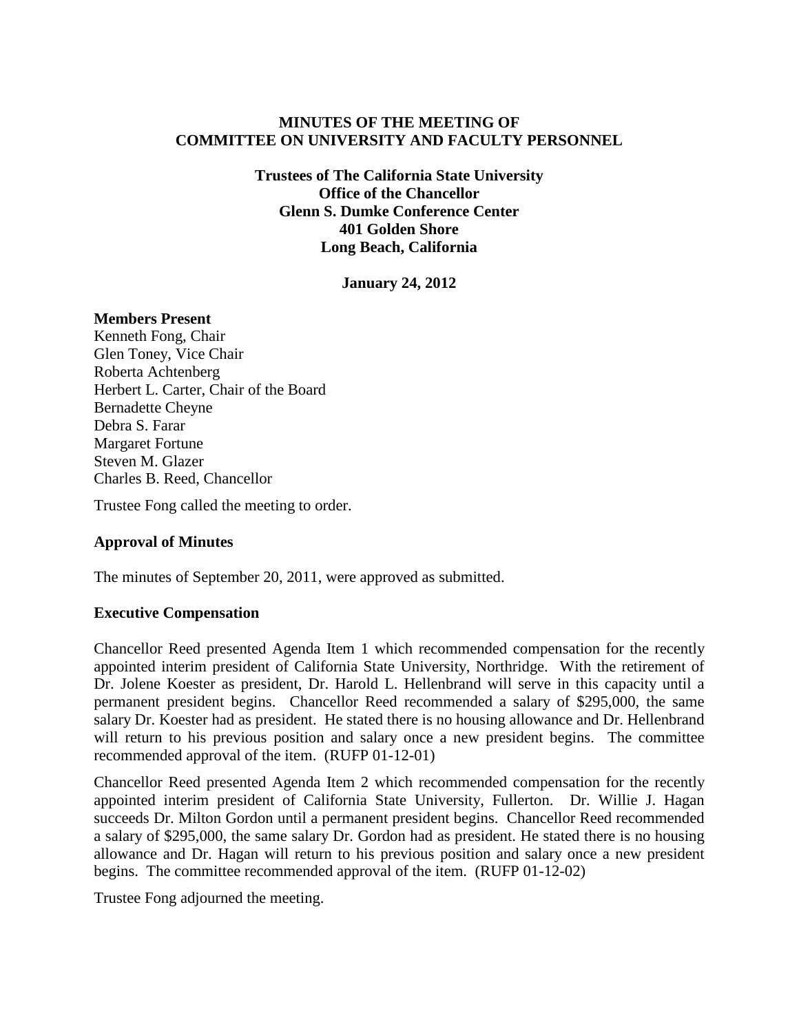**MINUTES OF THE MEETING OF**
**COMMITTEE ON UNIVERSITY AND FACULTY PERSONNEL**

**Trustees of The California State University**
**Office of the Chancellor**
**Glenn S. Dumke Conference Center**
**401 Golden Shore**
**Long Beach, California**

**January 24, 2012**

**Members Present**

Kenneth Fong, Chair
Glen Toney, Vice Chair
Roberta Achtenberg
Herbert L. Carter, Chair of the Board
Bernadette Cheyne
Debra S. Farar
Margaret Fortune
Steven M. Glazer
Charles B. Reed, Chancellor

Trustee Fong called the meeting to order.

**Approval of Minutes**

The minutes of September 20, 2011, were approved as submitted.

**Executive Compensation**

Chancellor Reed presented Agenda Item 1 which recommended compensation for the recently appointed interim president of California State University, Northridge. With the retirement of Dr. Jolene Koester as president, Dr. Harold L. Hellenbrand will serve in this capacity until a permanent president begins. Chancellor Reed recommended a salary of $295,000, the same salary Dr. Koester had as president. He stated there is no housing allowance and Dr. Hellenbrand will return to his previous position and salary once a new president begins. The committee recommended approval of the item. (RUFP 01-12-01)

Chancellor Reed presented Agenda Item 2 which recommended compensation for the recently appointed interim president of California State University, Fullerton. Dr. Willie J. Hagan succeeds Dr. Milton Gordon until a permanent president begins. Chancellor Reed recommended a salary of $295,000, the same salary Dr. Gordon had as president. He stated there is no housing allowance and Dr. Hagan will return to his previous position and salary once a new president begins. The committee recommended approval of the item. (RUFP 01-12-02)

Trustee Fong adjourned the meeting.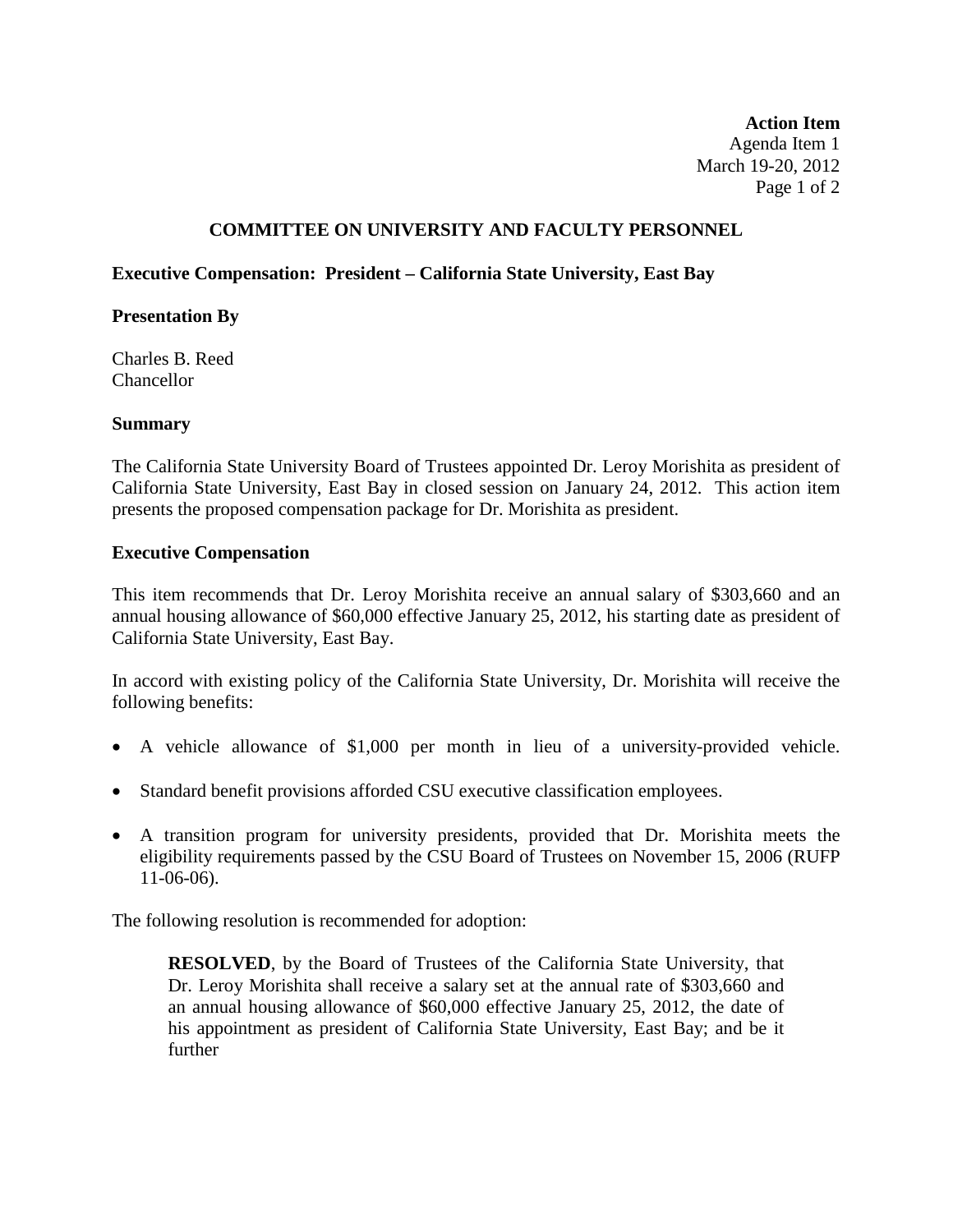**Action Item**
Agenda Item 1
March 19-20, 2012

## COMMITTEE ON UNIVERSITY AND FACULTY PERSONNEL

**Executive Compensation: President – California State University, East Bay**

**Presentation By**

Charles B. Reed
Chancellor

**Summary**

The California State University Board of Trustees appointed Dr. Leroy Morishita as president of California State University, East Bay in closed session on January 24, 2012. This action item presents the proposed compensation package for Dr. Morishita as president.

**Executive Compensation**

This item recommends that Dr. Leroy Morishita receive an annual salary of $303,660 and an annual housing allowance of $60,000 effective January 25, 2012, his starting date as president of California State University, East Bay.

In accord with existing policy of the California State University, Dr. Morishita will receive the following benefits:

- A vehicle allowance of $1,000 per month in lieu of a university-provided vehicle.
- Standard benefit provisions afforded CSU executive classification employees.
- A transition program for university presidents, provided that Dr. Morishita meets the eligibility requirements passed by the CSU Board of Trustees on November 15, 2006 (RUFP 11-06-06).

The following resolution is recommended for adoption:

> **RESOLVED**, by the Board of Trustees of the California State University, that Dr. Leroy Morishita shall receive a salary set at the annual rate of $303,660 and an annual housing allowance of $60,000 effective January 25, 2012, the date of his appointment as president of California State University, East Bay; and be it further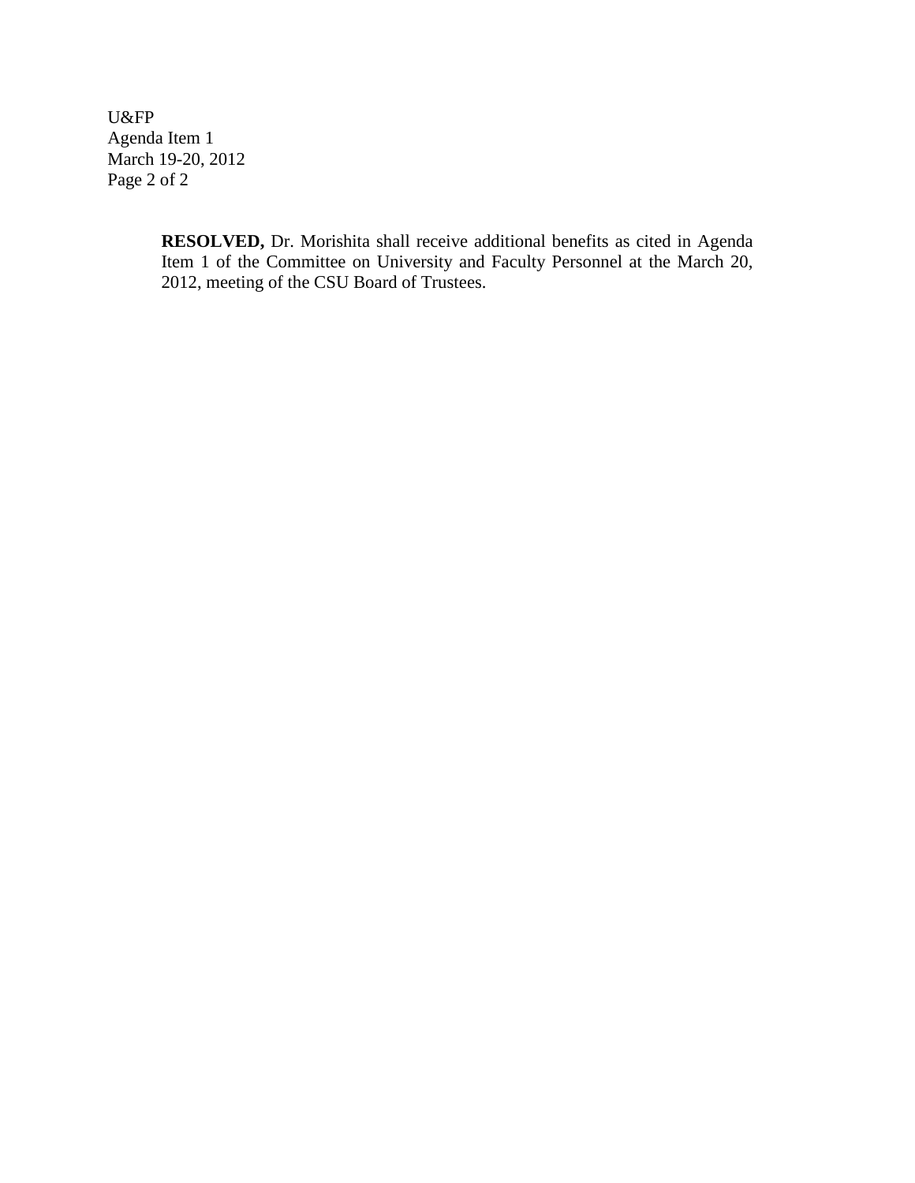**RESOLVED,** Dr. Morishita shall receive additional benefits as cited in Agenda Item 1 of the Committee on University and Faculty Personnel at the March 20, 2012, meeting of the CSU Board of Trustees.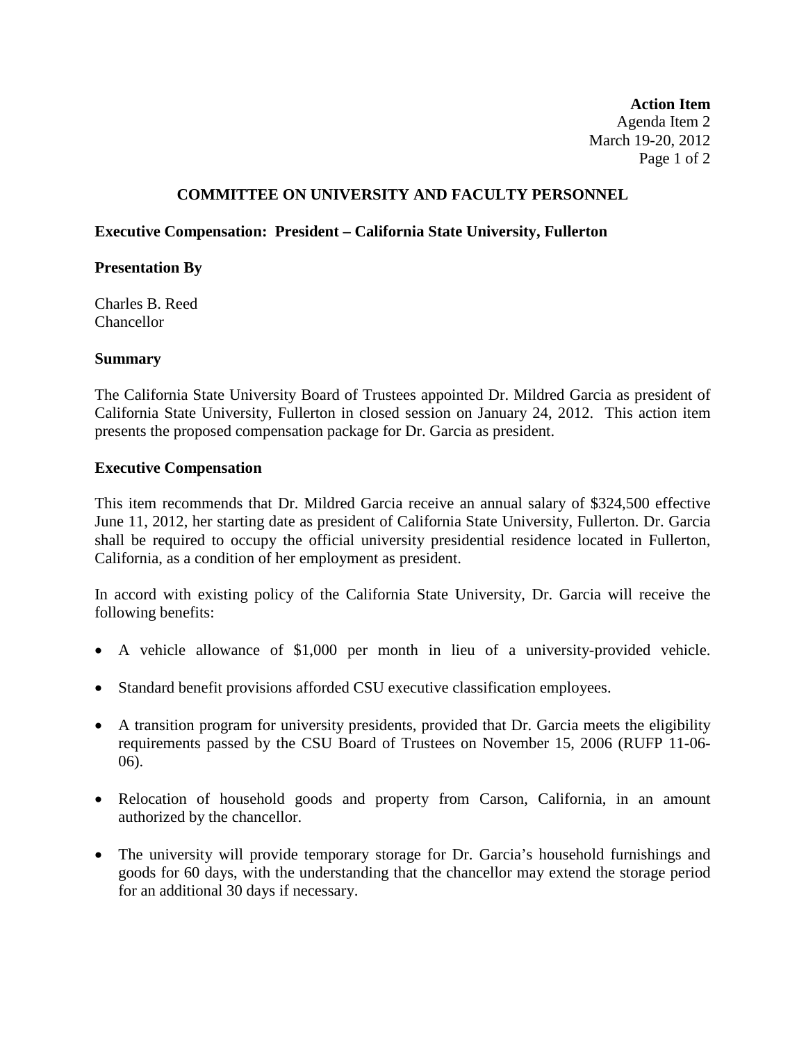**Action Item**
Agenda Item 2
March 19-20, 2012

## COMMITTEE ON UNIVERSITY AND FACULTY PERSONNEL

### Executive Compensation: President – California State University, Fullerton

**Presentation By**

Charles B. Reed
Chancellor

**Summary**

The California State University Board of Trustees appointed Dr. Mildred Garcia as president of California State University, Fullerton in closed session on January 24, 2012. This action item presents the proposed compensation package for Dr. Garcia as president.

**Executive Compensation**

This item recommends that Dr. Mildred Garcia receive an annual salary of $324,500 effective June 11, 2012, her starting date as president of California State University, Fullerton. Dr. Garcia shall be required to occupy the official university presidential residence located in Fullerton, California, as a condition of her employment as president.

In accord with existing policy of the California State University, Dr. Garcia will receive the following benefits:

- A vehicle allowance of $1,000 per month in lieu of a university-provided vehicle.
- Standard benefit provisions afforded CSU executive classification employees.
- A transition program for university presidents, provided that Dr. Garcia meets the eligibility requirements passed by the CSU Board of Trustees on November 15, 2006 (RUFP 11-06-06).
- Relocation of household goods and property from Carson, California, in an amount authorized by the chancellor.
- The university will provide temporary storage for Dr. Garcia's household furnishings and goods for 60 days, with the understanding that the chancellor may extend the storage period for an additional 30 days if necessary.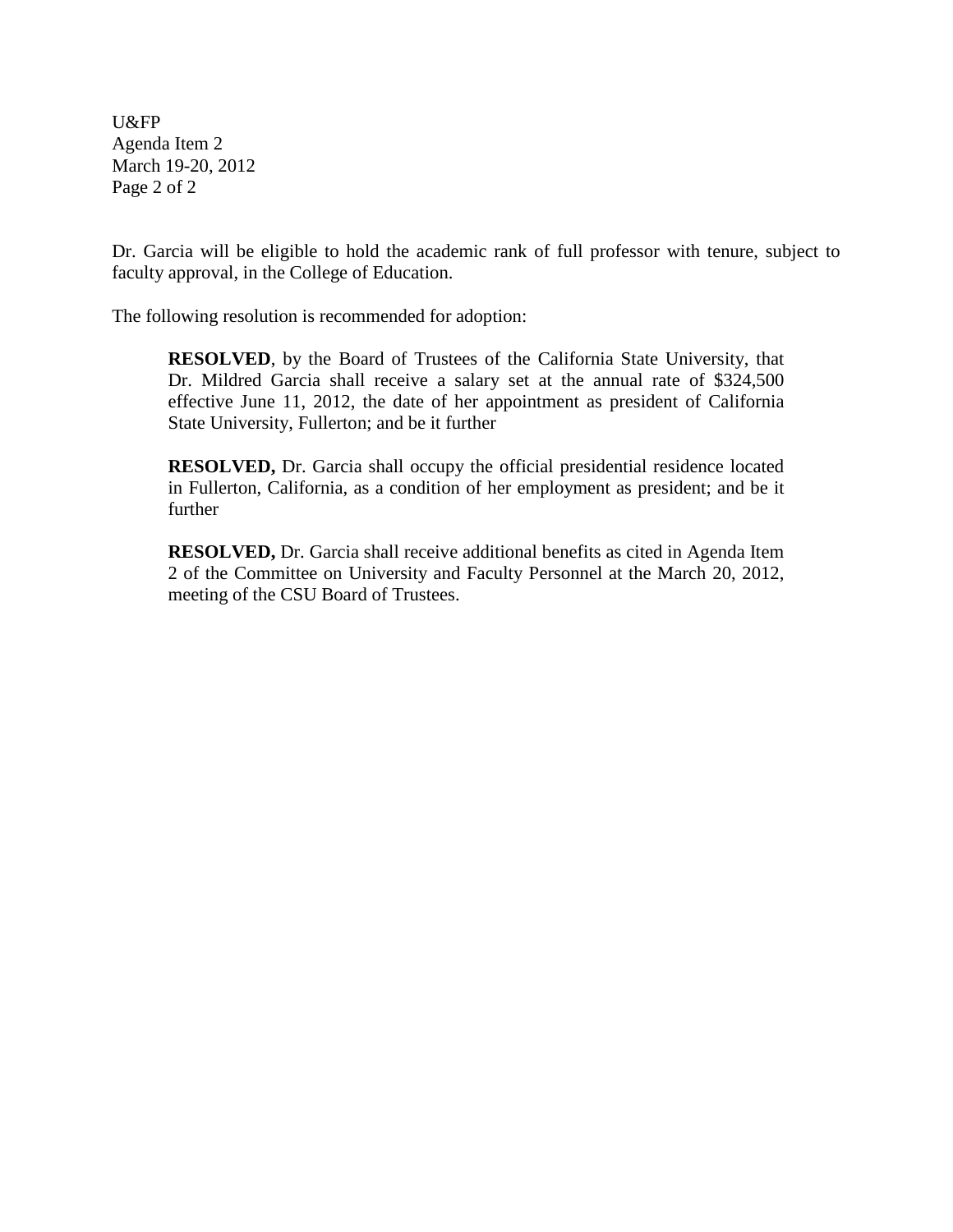Dr. Garcia will be eligible to hold the academic rank of full professor with tenure, subject to faculty approval, in the College of Education.

The following resolution is recommended for adoption:

> **RESOLVED**, by the Board of Trustees of the California State University, that Dr. Mildred Garcia shall receive a salary set at the annual rate of $324,500 effective June 11, 2012, the date of her appointment as president of California State University, Fullerton; and be it further
>
> **RESOLVED,** Dr. Garcia shall occupy the official presidential residence located in Fullerton, California, as a condition of her employment as president; and be it further
>
> **RESOLVED,** Dr. Garcia shall receive additional benefits as cited in Agenda Item 2 of the Committee on University and Faculty Personnel at the March 20, 2012, meeting of the CSU Board of Trustees.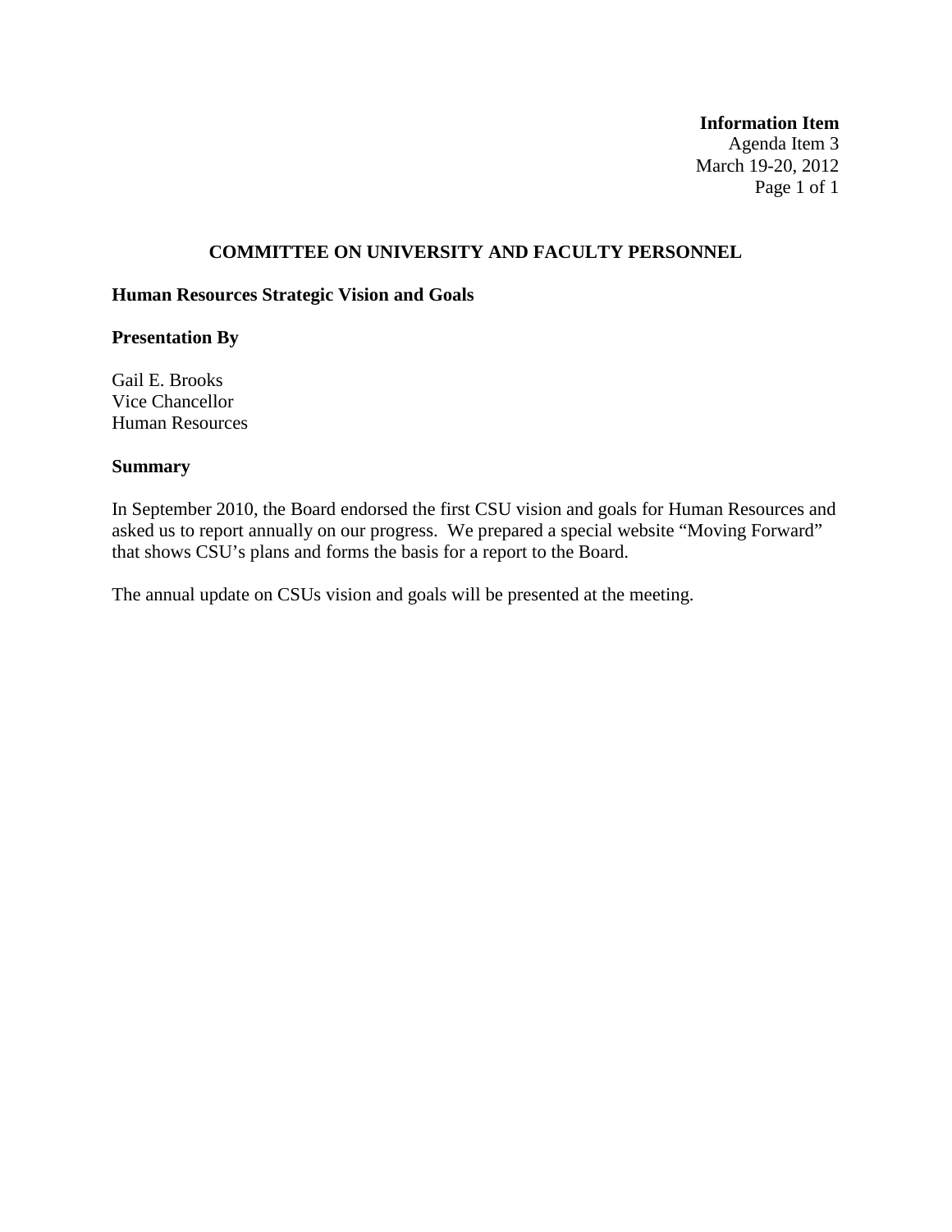**Information Item**
Agenda Item 3
March 19-20, 2012

## COMMITTEE ON UNIVERSITY AND FACULTY PERSONNEL

### Human Resources Strategic Vision and Goals

**Presentation By**

Gail E. Brooks
Vice Chancellor
Human Resources

**Summary**

In September 2010, the Board endorsed the first CSU vision and goals for Human Resources and asked us to report annually on our progress. We prepared a special website "Moving Forward" that shows CSU's plans and forms the basis for a report to the Board.

The annual update on CSUs vision and goals will be presented at the meeting.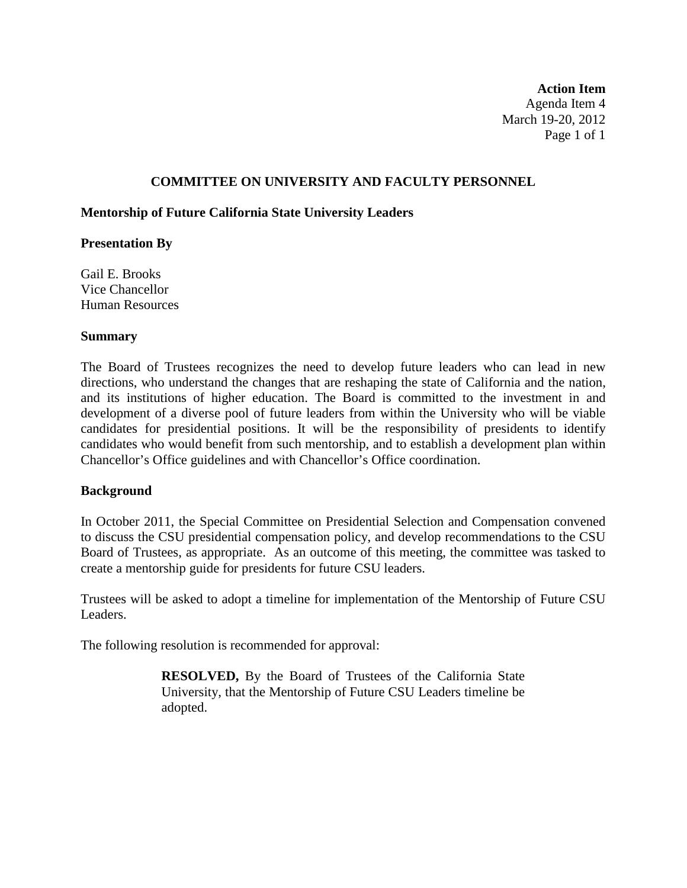**Action Item**
Agenda Item 4
March 19-20, 2012

## COMMITTEE ON UNIVERSITY AND FACULTY PERSONNEL

### Mentorship of Future California State University Leaders

**Presentation By**

Gail E. Brooks
Vice Chancellor
Human Resources

**Summary**

The Board of Trustees recognizes the need to develop future leaders who can lead in new directions, who understand the changes that are reshaping the state of California and the nation, and its institutions of higher education. The Board is committed to the investment in and development of a diverse pool of future leaders from within the University who will be viable candidates for presidential positions. It will be the responsibility of presidents to identify candidates who would benefit from such mentorship, and to establish a development plan within Chancellor's Office guidelines and with Chancellor's Office coordination.

**Background**

In October 2011, the Special Committee on Presidential Selection and Compensation convened to discuss the CSU presidential compensation policy, and develop recommendations to the CSU Board of Trustees, as appropriate. As an outcome of this meeting, the committee was tasked to create a mentorship guide for presidents for future CSU leaders.

Trustees will be asked to adopt a timeline for implementation of the Mentorship of Future CSU Leaders.

The following resolution is recommended for approval:

> **RESOLVED,** By the Board of Trustees of the California State University, that the Mentorship of Future CSU Leaders timeline be adopted.